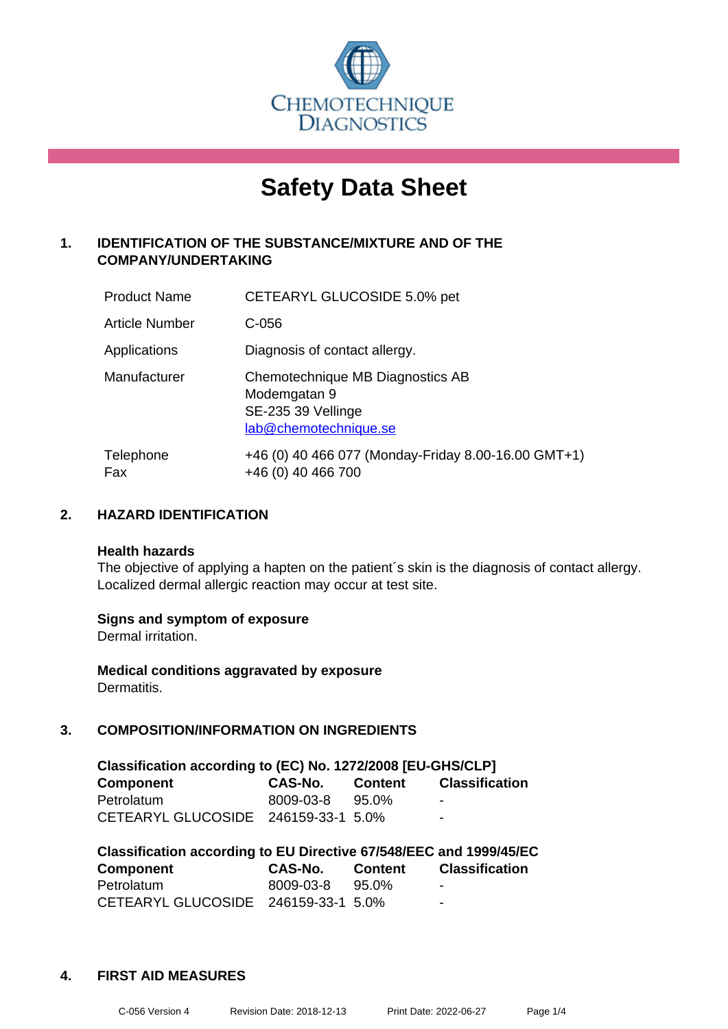CHEMOTECHNIQUE DIAGNOSTICS

# Safety Data Sheet

## 1. IDENTIFICATION OF THE SUBSTANCE/MIXTURE AND OF THE COMPANY/UNDERTAKING

| | |
|---|---|
| Product Name | CETEARYL GLUCOSIDE 5.0% pet |
| Article Number | C-056 |
| Applications | Diagnosis of contact allergy. |
| Manufacturer | Chemotechnique MB Diagnostics AB<br>Modemgatan 9<br>SE-235 39 Vellinge<br>lab@chemotechnique.se |
| Telephone<br>Fax | +46 (0) 40 466 077 (Monday-Friday 8.00-16.00 GMT+1)<br>+46 (0) 40 466 700 |

## 2. HAZARD IDENTIFICATION

**Health hazards**
The objective of applying a hapten on the patient´s skin is the diagnosis of contact allergy. Localized dermal allergic reaction may occur at test site.

**Signs and symptom of exposure**
Dermal irritation.

**Medical conditions aggravated by exposure**
Dermatitis.

## 3. COMPOSITION/INFORMATION ON INGREDIENTS

**Classification according to (EC) No. 1272/2008 [EU-GHS/CLP]**

| Component | CAS-No. | Content | Classification |
|---|---|---|---|
| Petrolatum | 8009-03-8 | 95.0% | - |
| CETEARYL GLUCOSIDE | 246159-33-1 | 5.0% | - |

**Classification according to EU Directive 67/548/EEC and 1999/45/EC**

| Component | CAS-No. | Content | Classification |
|---|---|---|---|
| Petrolatum | 8009-03-8 | 95.0% | - |
| CETEARYL GLUCOSIDE | 246159-33-1 | 5.0% | - |

## 4. FIRST AID MEASURES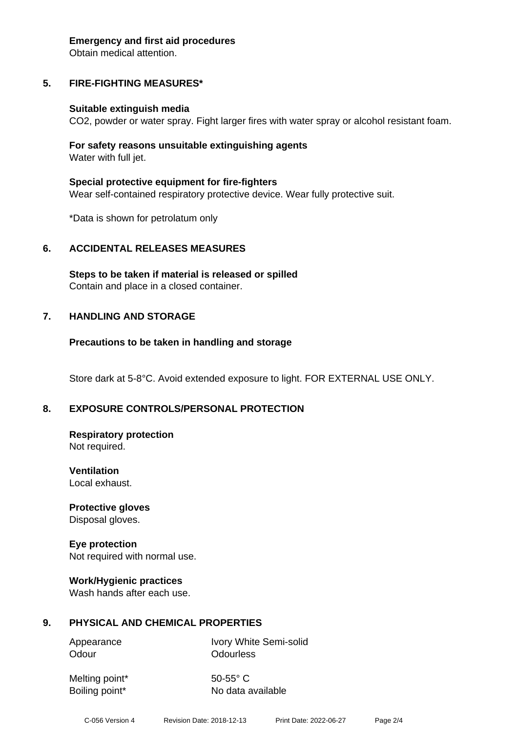**Emergency and first aid procedures**
Obtain medical attention.

## 5. FIRE-FIGHTING MEASURES*

**Suitable extinguish media**
$CO_2$, powder or water spray. Fight larger fires with water spray or alcohol resistant foam.

**For safety reasons unsuitable extinguishing agents**
Water with full jet.

**Special protective equipment for fire-fighters**
Wear self-contained respiratory protective device. Wear fully protective suit.

*Data is shown for petrolatum only

## 6. ACCIDENTAL RELEASES MEASURES

**Steps to be taken if material is released or spilled**
Contain and place in a closed container.

## 7. HANDLING AND STORAGE

**Precautions to be taken in handling and storage**

Store dark at 5-8°C. Avoid extended exposure to light. FOR EXTERNAL USE ONLY.

## 8. EXPOSURE CONTROLS/PERSONAL PROTECTION

**Respiratory protection**
Not required.

**Ventilation**
Local exhaust.

**Protective gloves**
Disposal gloves.

**Eye protection**
Not required with normal use.

**Work/Hygienic practices**
Wash hands after each use.

## 9. PHYSICAL AND CHEMICAL PROPERTIES

| | |
|---|---|
| Appearance | Ivory White Semi-solid |
| Odour | Odourless |
| Melting point* | 50-55° C |
| Boiling point* | No data available |

C-056 Version 4 Revision Date: 2018-12-13 Print Date: 2022-06-27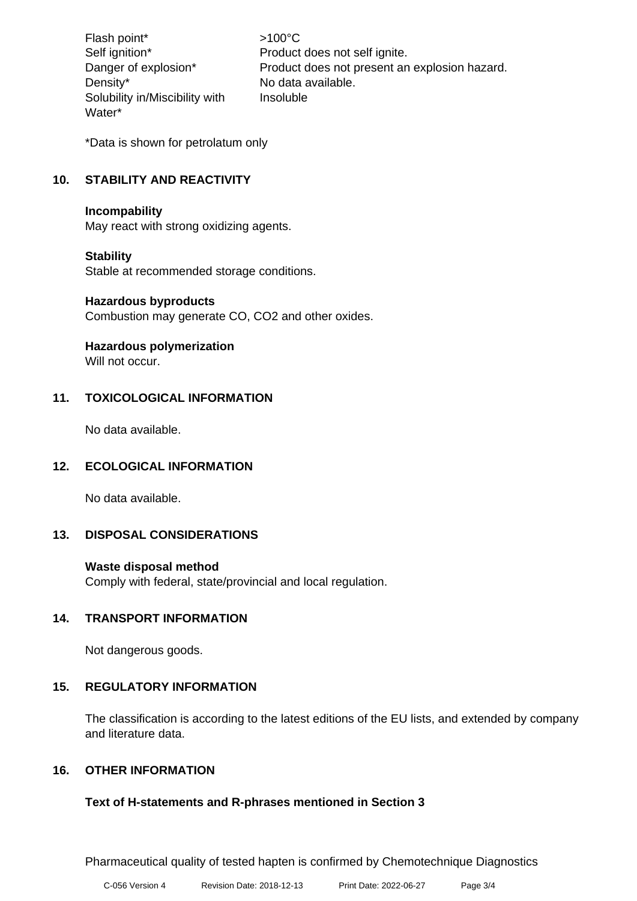| | |
|---|---|
| Flash point* | >100°C |
| Self ignition* | Product does not self ignite. |
| Danger of explosion* | Product does not present an explosion hazard. |
| Density* | No data available. |
| Solubility in/Miscibility with Water* | Insoluble |

*Data is shown for petrolatum only

## 10. STABILITY AND REACTIVITY

**Incompability**
May react with strong oxidizing agents.

**Stability**
Stable at recommended storage conditions.

**Hazardous byproducts**
Combustion may generate CO, $CO_2$ and other oxides.

**Hazardous polymerization**
Will not occur.

## 11. TOXICOLOGICAL INFORMATION

No data available.

## 12. ECOLOGICAL INFORMATION

No data available.

## 13. DISPOSAL CONSIDERATIONS

**Waste disposal method**
Comply with federal, state/provincial and local regulation.

## 14. TRANSPORT INFORMATION

Not dangerous goods.

## 15. REGULATORY INFORMATION

The classification is according to the latest editions of the EU lists, and extended by company and literature data.

## 16. OTHER INFORMATION

**Text of H-statements and R-phrases mentioned in Section 3**

Pharmaceutical quality of tested hapten is confirmed by Chemotechnique Diagnostics

C-056 Version 4 Revision Date: 2018-12-13 Print Date: 2022-06-27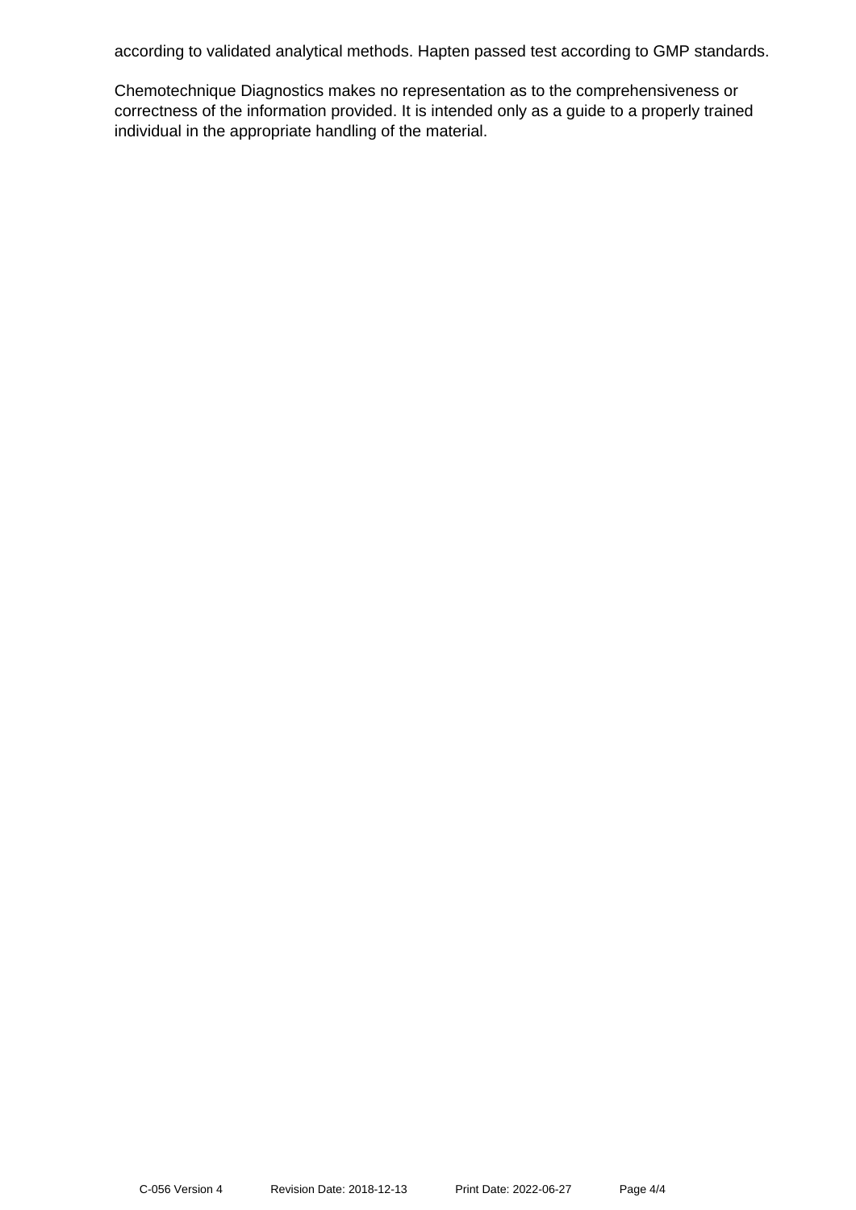according to validated analytical methods. Hapten passed test according to GMP standards.

Chemotechnique Diagnostics makes no representation as to the comprehensiveness or correctness of the information provided. It is intended only as a guide to a properly trained individual in the appropriate handling of the material.